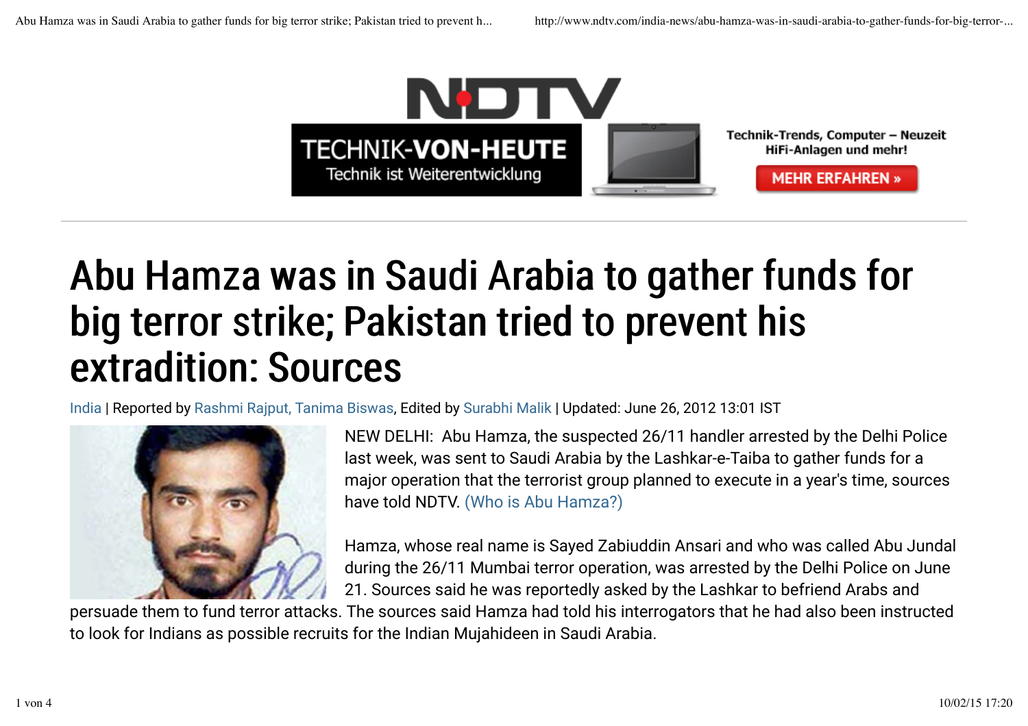# Abu Hamza was in Saudi Arabia to gather funds for big terror strike; Pakistan tried to prevent his extradition: Sources

India | Reported by Rashmi Rajput, Tanima Biswas, Edited by Surabhi Malik | Updated: June 26, 2012 13:01 IST

NEW DELHI: Abu Hamza, the suspected 26/11 handler arrested by the Delhi Police last week, was sent to Saudi Arabia by the Lashkar-e-Taiba to gather funds for a major operation that the terrorist group planned to execute in a year's time, sources have told NDTV. (Who is Abu Hamza?)

Hamza, whose real name is Sayed Zabiuddin Ansari and who was called Abu Jundal during the 26/11 Mumbai terror operation, was arrested by the Delhi Police on June 21. Sources said he was reportedly asked by the Lashkar to befriend Arabs and persuade them to fund terror attacks. The sources said Hamza had told his interrogators that he had also been instructed to look for Indians as possible recruits for the Indian Mujahideen in Saudi Arabia.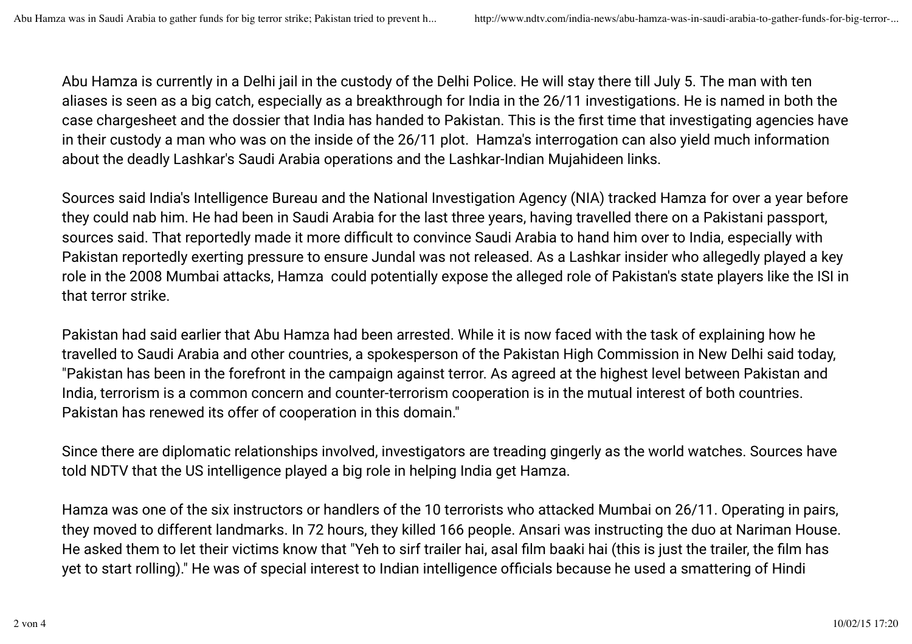Abu Hamza is currently in a Delhi jail in the custody of the Delhi Police. He will stay there till July 5. The man with ten aliases is seen as a big catch, especially as a breakthrough for India in the 26/11 investigations. He is named in both the case chargesheet and the dossier that India has handed to Pakistan. This is the first time that investigating agencies have in their custody a man who was on the inside of the 26/11 plot. Hamza's interrogation can also yield much information about the deadly Lashkar's Saudi Arabia operations and the Lashkar-Indian Mujahideen links.

Sources said India's Intelligence Bureau and the National Investigation Agency (NIA) tracked Hamza for over a year before they could nab him. He had been in Saudi Arabia for the last three years, having travelled there on a Pakistani passport, sources said. That reportedly made it more difficult to convince Saudi Arabia to hand him over to India, especially with Pakistan reportedly exerting pressure to ensure Jundal was not released. As a Lashkar insider who allegedly played a key role in the 2008 Mumbai attacks, Hamza could potentially expose the alleged role of Pakistan's state players like the ISI in that terror strike.

Pakistan had said earlier that Abu Hamza had been arrested. While it is now faced with the task of explaining how he travelled to Saudi Arabia and other countries, a spokesperson of the Pakistan High Commission in New Delhi said today, "Pakistan has been in the forefront in the campaign against terror. As agreed at the highest level between Pakistan and India, terrorism is a common concern and counter-terrorism cooperation is in the mutual interest of both countries. Pakistan has renewed its offer of cooperation in this domain."

Since there are diplomatic relationships involved, investigators are treading gingerly as the world watches. Sources have told NDTV that the US intelligence played a big role in helping India get Hamza.

Hamza was one of the six instructors or handlers of the 10 terrorists who attacked Mumbai on 26/11. Operating in pairs, they moved to different landmarks. In 72 hours, they killed 166 people. Ansari was instructing the duo at Nariman House. He asked them to let their victims know that "Yeh to sirf trailer hai, asal film baaki hai (this is just the trailer, the film has yet to start rolling)." He was of special interest to Indian intelligence officials because he used a smattering of Hindi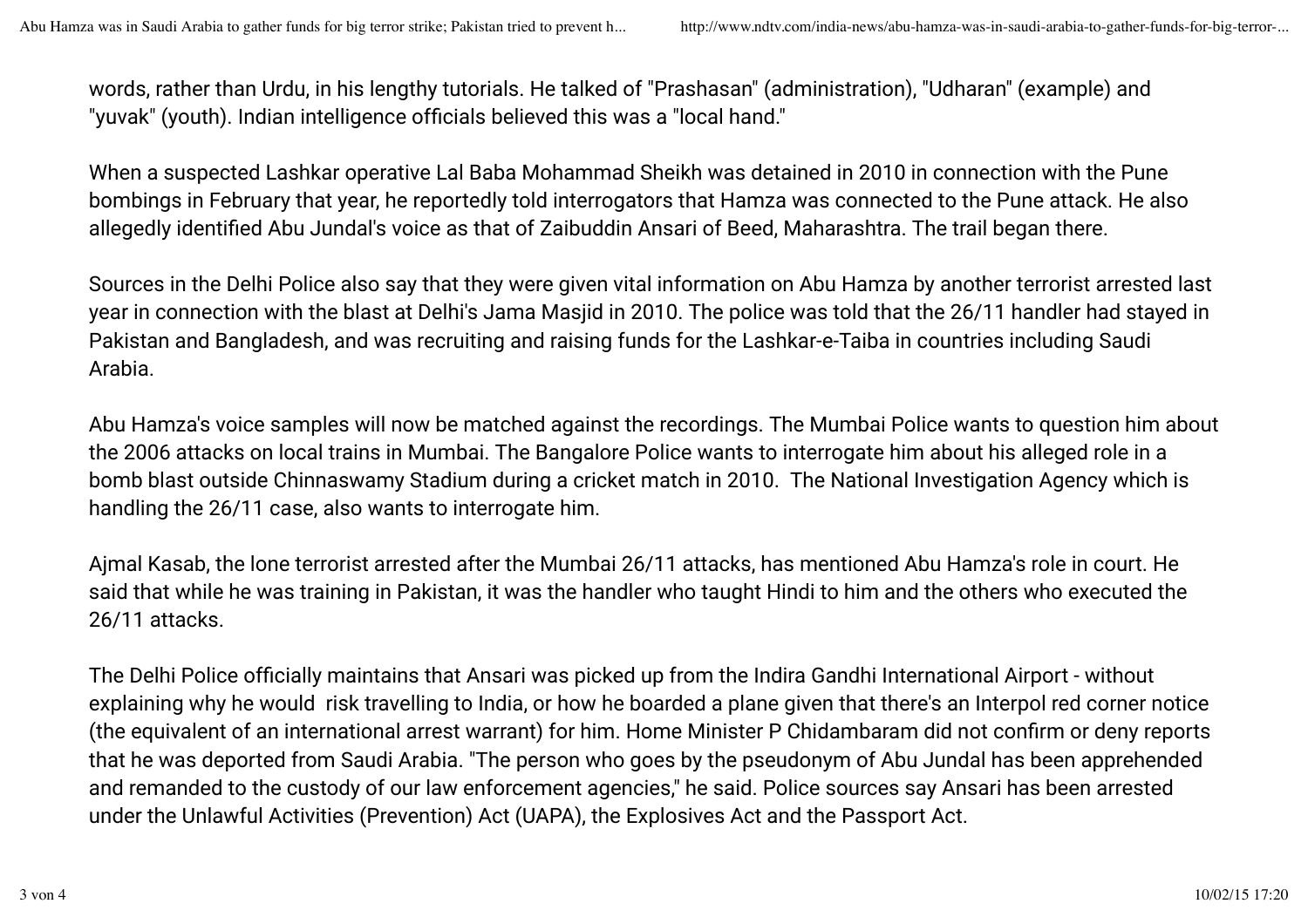words, rather than Urdu, in his lengthy tutorials. He talked of "Prashasan" (administration), "Udharan" (example) and "yuvak" (youth). Indian intelligence officials believed this was a "local hand."

When a suspected Lashkar operative Lal Baba Mohammad Sheikh was detained in 2010 in connection with the Pune bombings in February that year, he reportedly told interrogators that Hamza was connected to the Pune attack. He also allegedly identified Abu Jundal's voice as that of Zaibuddin Ansari of Beed, Maharashtra. The trail began there.

Sources in the Delhi Police also say that they were given vital information on Abu Hamza by another terrorist arrested last year in connection with the blast at Delhi's Jama Masjid in 2010. The police was told that the 26/11 handler had stayed in Pakistan and Bangladesh, and was recruiting and raising funds for the Lashkar-e-Taiba in countries including Saudi Arabia.

Abu Hamza's voice samples will now be matched against the recordings. The Mumbai Police wants to question him about the 2006 attacks on local trains in Mumbai. The Bangalore Police wants to interrogate him about his alleged role in a bomb blast outside Chinnaswamy Stadium during a cricket match in 2010. The National Investigation Agency which is handling the 26/11 case, also wants to interrogate him.

Ajmal Kasab, the lone terrorist arrested after the Mumbai 26/11 attacks, has mentioned Abu Hamza's role in court. He said that while he was training in Pakistan, it was the handler who taught Hindi to him and the others who executed the 26/11 attacks.

The Delhi Police officially maintains that Ansari was picked up from the Indira Gandhi International Airport - without explaining why he would risk travelling to India, or how he boarded a plane given that there's an Interpol red corner notice (the equivalent of an international arrest warrant) for him. Home Minister P Chidambaram did not confirm or deny reports that he was deported from Saudi Arabia. "The person who goes by the pseudonym of Abu Jundal has been apprehended and remanded to the custody of our law enforcement agencies," he said. Police sources say Ansari has been arrested under the Unlawful Activities (Prevention) Act (UAPA), the Explosives Act and the Passport Act.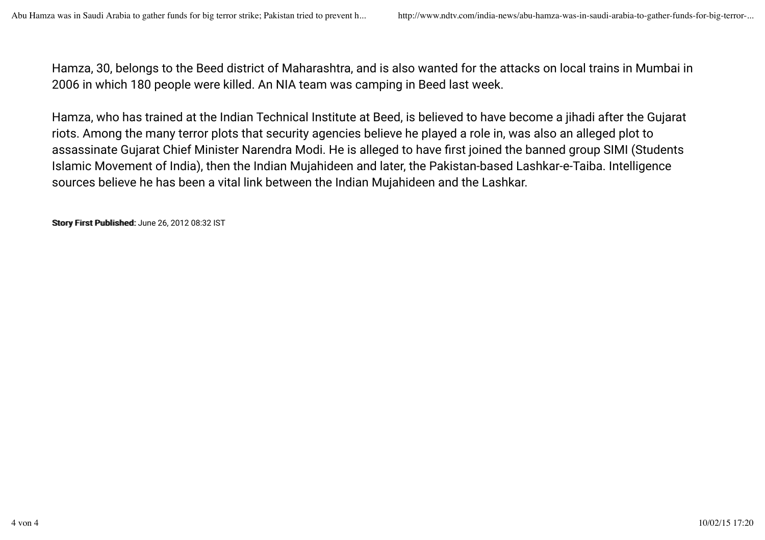Hamza, 30, belongs to the Beed district of Maharashtra, and is also wanted for the attacks on local trains in Mumbai in 2006 in which 180 people were killed. An NIA team was camping in Beed last week.

Hamza, who has trained at the Indian Technical Institute at Beed, is believed to have become a jihadi after the Gujarat riots. Among the many terror plots that security agencies believe he played a role in, was also an alleged plot to assassinate Gujarat Chief Minister Narendra Modi. He is alleged to have first joined the banned group SIMI (Students Islamic Movement of India), then the Indian Mujahideen and later, the Pakistan-based Lashkar-e-Taiba. Intelligence sources believe he has been a vital link between the Indian Mujahideen and the Lashkar.

**Story First Published:** June 26, 2012 08:32 IST